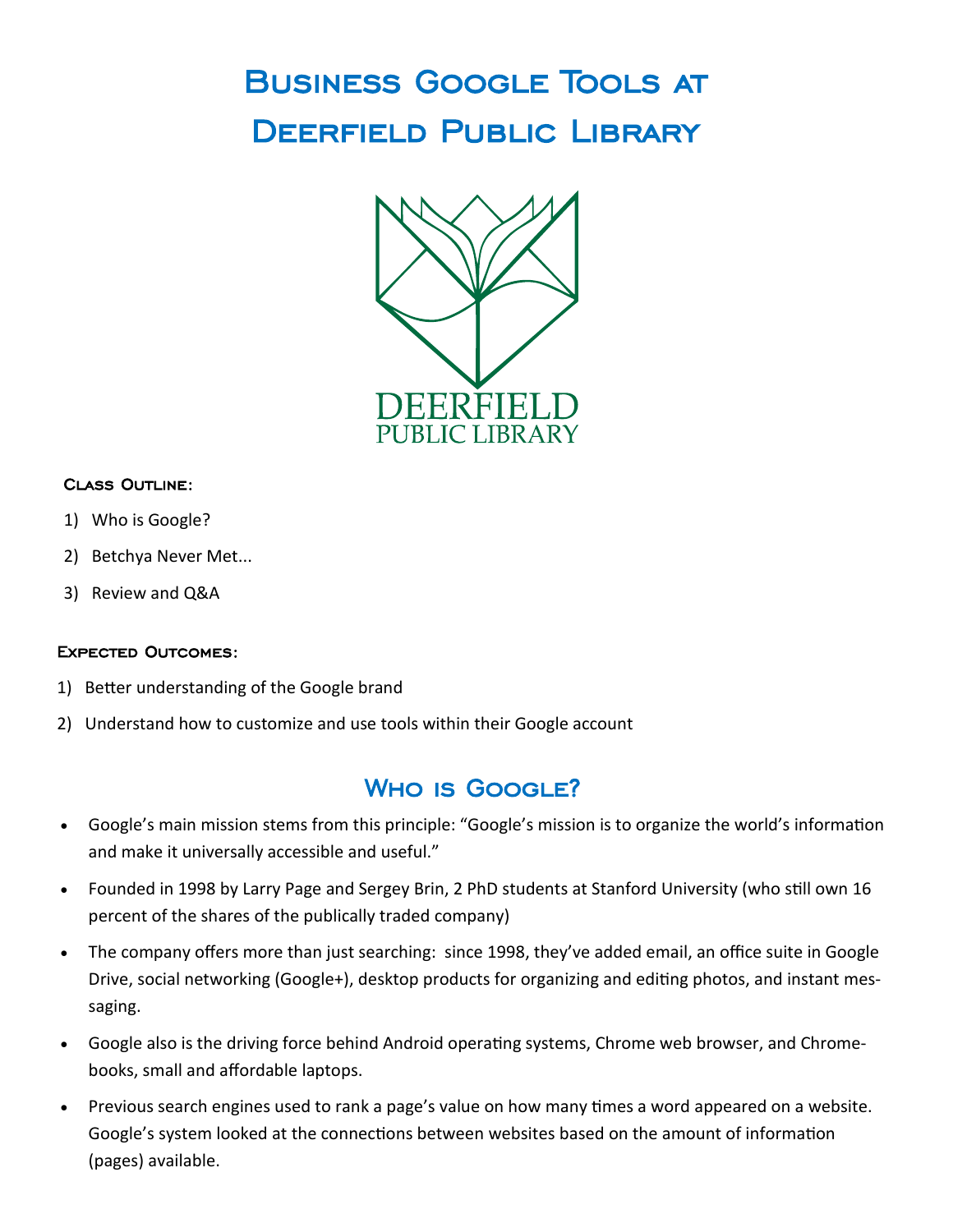# Business Google Tools at Deerfield Public Library

DEERFIELD
PUBLIC LIBRARY

### Class Outline:

1) Who is Google?
2) Betchya Never Met...
3) Review and Q&A

### Expected Outcomes:

1) Better understanding of the Google brand
2) Understand how to customize and use tools within their Google account

## Who is Google?

- Google's main mission stems from this principle: "Google's mission is to organize the world's information and make it universally accessible and useful."
- Founded in 1998 by Larry Page and Sergey Brin, 2 PhD students at Stanford University (who still own 16 percent of the shares of the publically traded company)
- The company offers more than just searching: since 1998, they've added email, an office suite in Google Drive, social networking (Google+), desktop products for organizing and editing photos, and instant messaging.
- Google also is the driving force behind Android operating systems, Chrome web browser, and Chromebooks, small and affordable laptops.
- Previous search engines used to rank a page's value on how many times a word appeared on a website. Google's system looked at the connections between websites based on the amount of information (pages) available.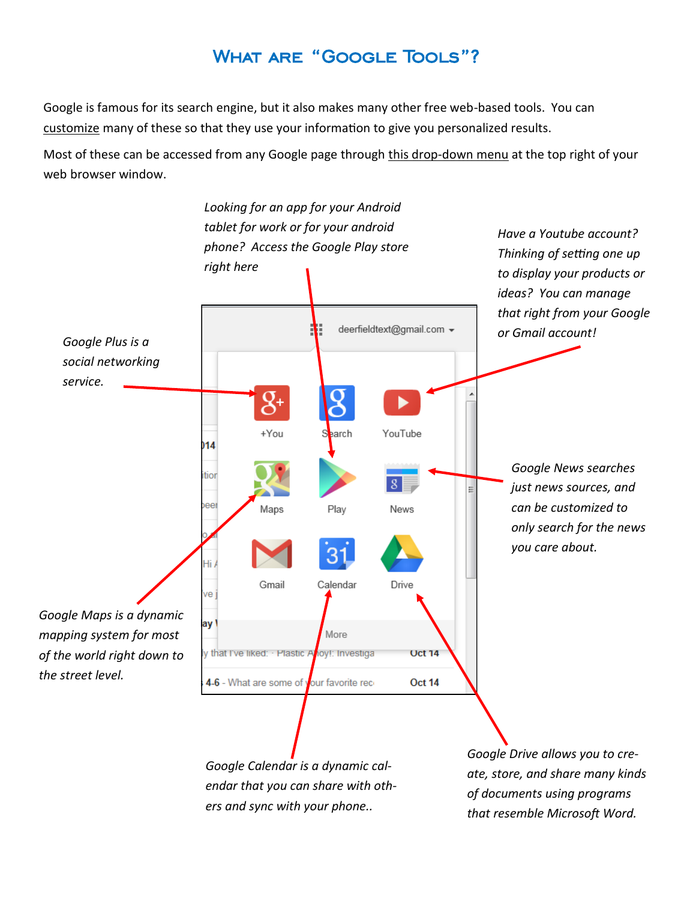# What are "Google Tools"?

Google is famous for its search engine, but it also makes many other free web-based tools. You can customize many of these so that they use your information to give you personalized results.

Most of these can be accessed from any Google page through this drop-down menu at the top right of your web browser window.

*Looking for an app for your Android tablet for work or for your android phone? Access the Google Play store right here*

*Have a Youtube account? Thinking of setting one up to display your products or ideas? You can manage that right from your Google or Gmail account!*

*Google Plus is a social networking service.*

*Google News searches just news sources, and can be customized to only search for the news you care about.*

*Google Maps is a dynamic mapping system for most of the world right down to the street level.*

*Google Calendar is a dynamic calendar that you can share with others and sync with your phone..*

*Google Drive allows you to create, store, and share many kinds of documents using programs that resemble Microsoft Word.*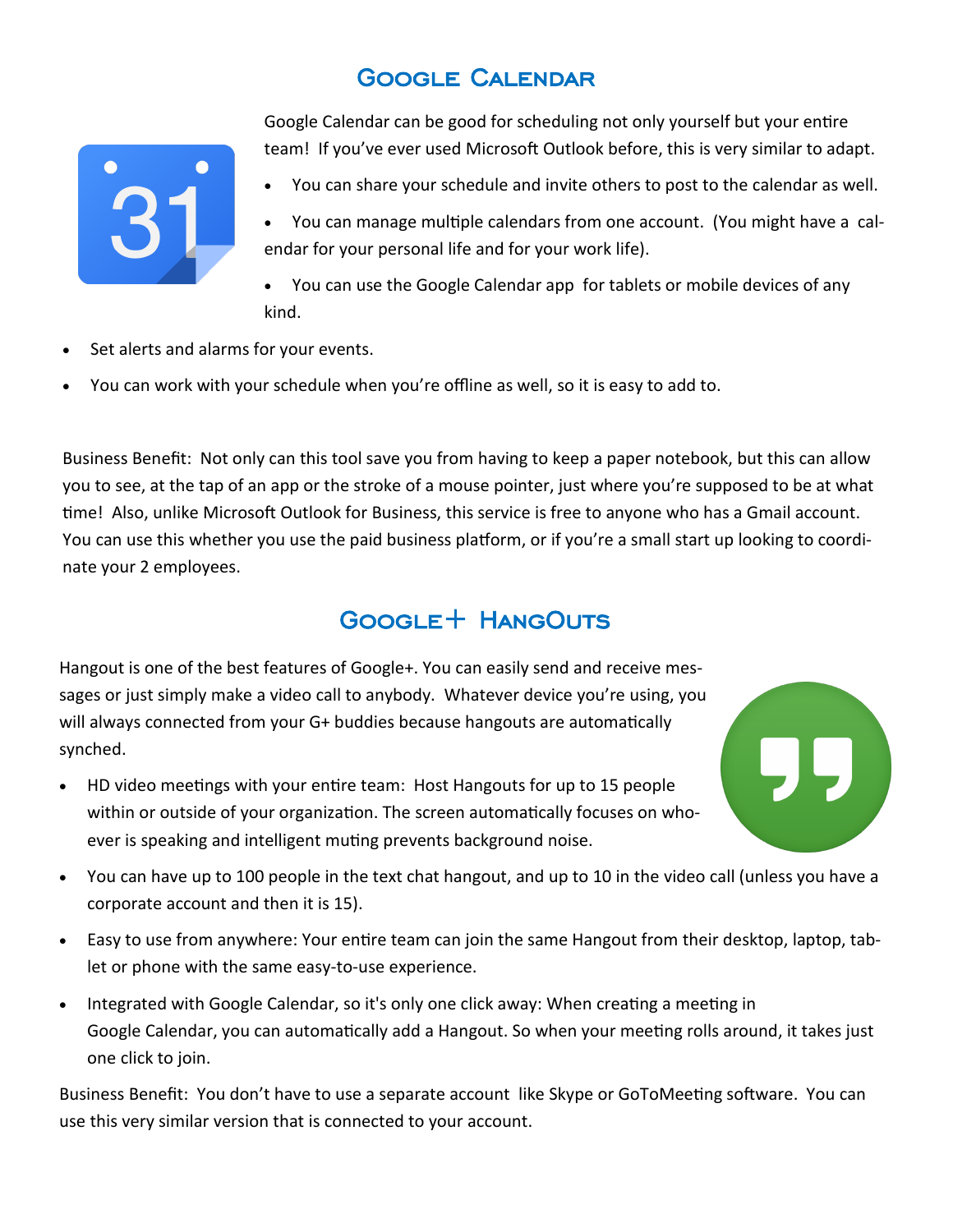## Google Calendar

Google Calendar can be good for scheduling not only yourself but your entire team! If you've ever used Microsoft Outlook before, this is very similar to adapt.

- You can share your schedule and invite others to post to the calendar as well.
- You can manage multiple calendars from one account. (You might have a calendar for your personal life and for your work life).
- You can use the Google Calendar app for tablets or mobile devices of any kind.
- Set alerts and alarms for your events.
- You can work with your schedule when you're offline as well, so it is easy to add to.

Business Benefit: Not only can this tool save you from having to keep a paper notebook, but this can allow you to see, at the tap of an app or the stroke of a mouse pointer, just where you're supposed to be at what time! Also, unlike Microsoft Outlook for Business, this service is free to anyone who has a Gmail account. You can use this whether you use the paid business platform, or if you're a small start up looking to coordinate your 2 employees.

## Google+ HangOuts

Hangout is one of the best features of Google+. You can easily send and receive messages or just simply make a video call to anybody. Whatever device you're using, you will always connected from your G+ buddies because hangouts are automatically synched.

- HD video meetings with your entire team: Host Hangouts for up to 15 people within or outside of your organization. The screen automatically focuses on whoever is speaking and intelligent muting prevents background noise.
- You can have up to 100 people in the text chat hangout, and up to 10 in the video call (unless you have a corporate account and then it is 15).
- Easy to use from anywhere: Your entire team can join the same Hangout from their desktop, laptop, tablet or phone with the same easy-to-use experience.
- Integrated with Google Calendar, so it's only one click away: When creating a meeting in Google Calendar, you can automatically add a Hangout. So when your meeting rolls around, it takes just one click to join.

Business Benefit: You don't have to use a separate account like Skype or GoToMeeting software. You can use this very similar version that is connected to your account.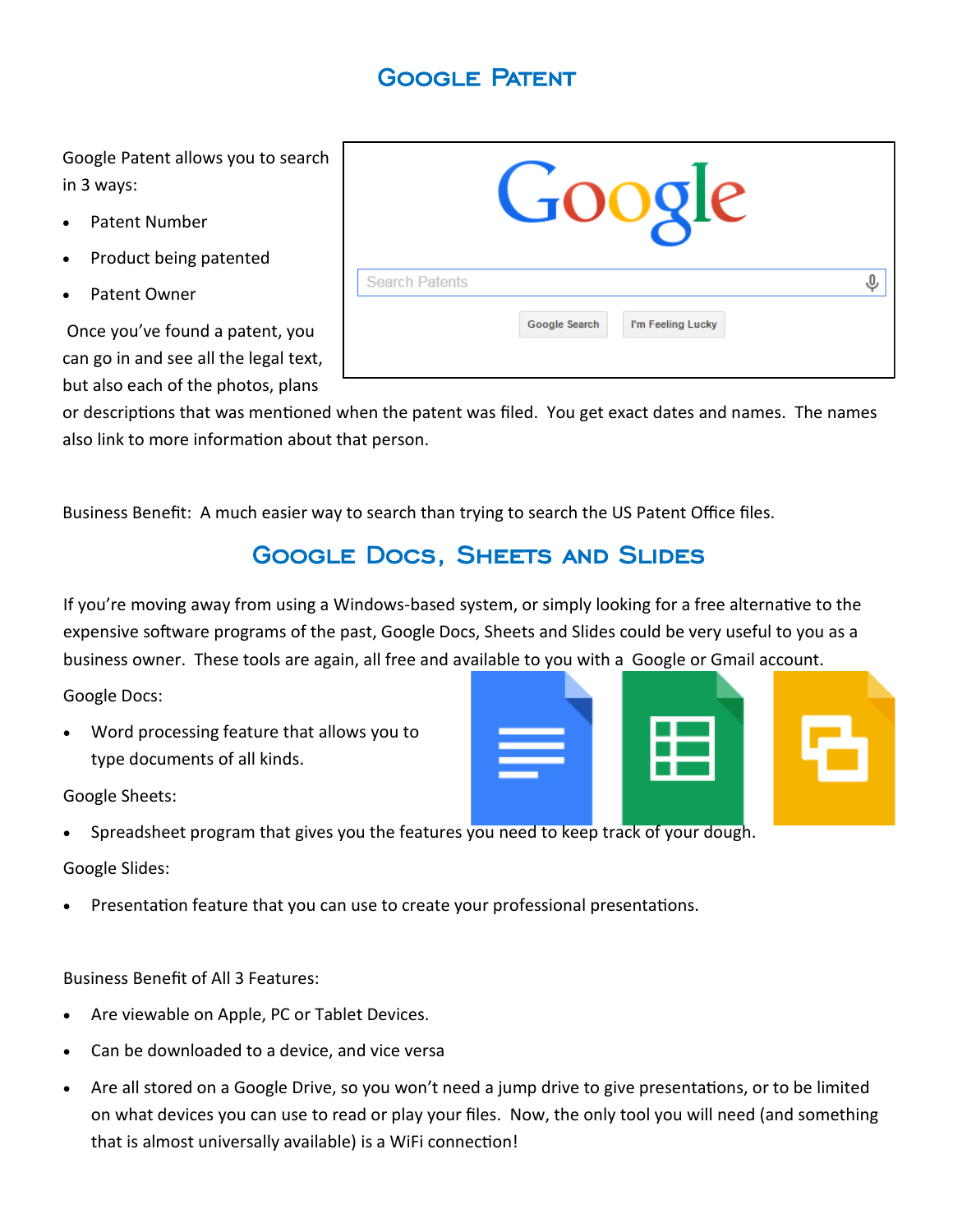## Google Patent

Google Patent allows you to search in 3 ways:

- Patent Number
- Product being patented
- Patent Owner

Once you've found a patent, you can go in and see all the legal text, but also each of the photos, plans or descriptions that was mentioned when the patent was filed. You get exact dates and names. The names also link to more information about that person.

Business Benefit: A much easier way to search than trying to search the US Patent Office files.

## Google Docs, Sheets and Slides

If you're moving away from using a Windows-based system, or simply looking for a free alternative to the expensive software programs of the past, Google Docs, Sheets and Slides could be very useful to you as a business owner. These tools are again, all free and available to you with a Google or Gmail account.

Google Docs:

- Word processing feature that allows you to type documents of all kinds.

Google Sheets:

- Spreadsheet program that gives you the features you need to keep track of your dough.

Google Slides:

- Presentation feature that you can use to create your professional presentations.

Business Benefit of All 3 Features:

- Are viewable on Apple, PC or Tablet Devices.
- Can be downloaded to a device, and vice versa
- Are all stored on a Google Drive, so you won't need a jump drive to give presentations, or to be limited on what devices you can use to read or play your files. Now, the only tool you will need (and something that is almost universally available) is a WiFi connection!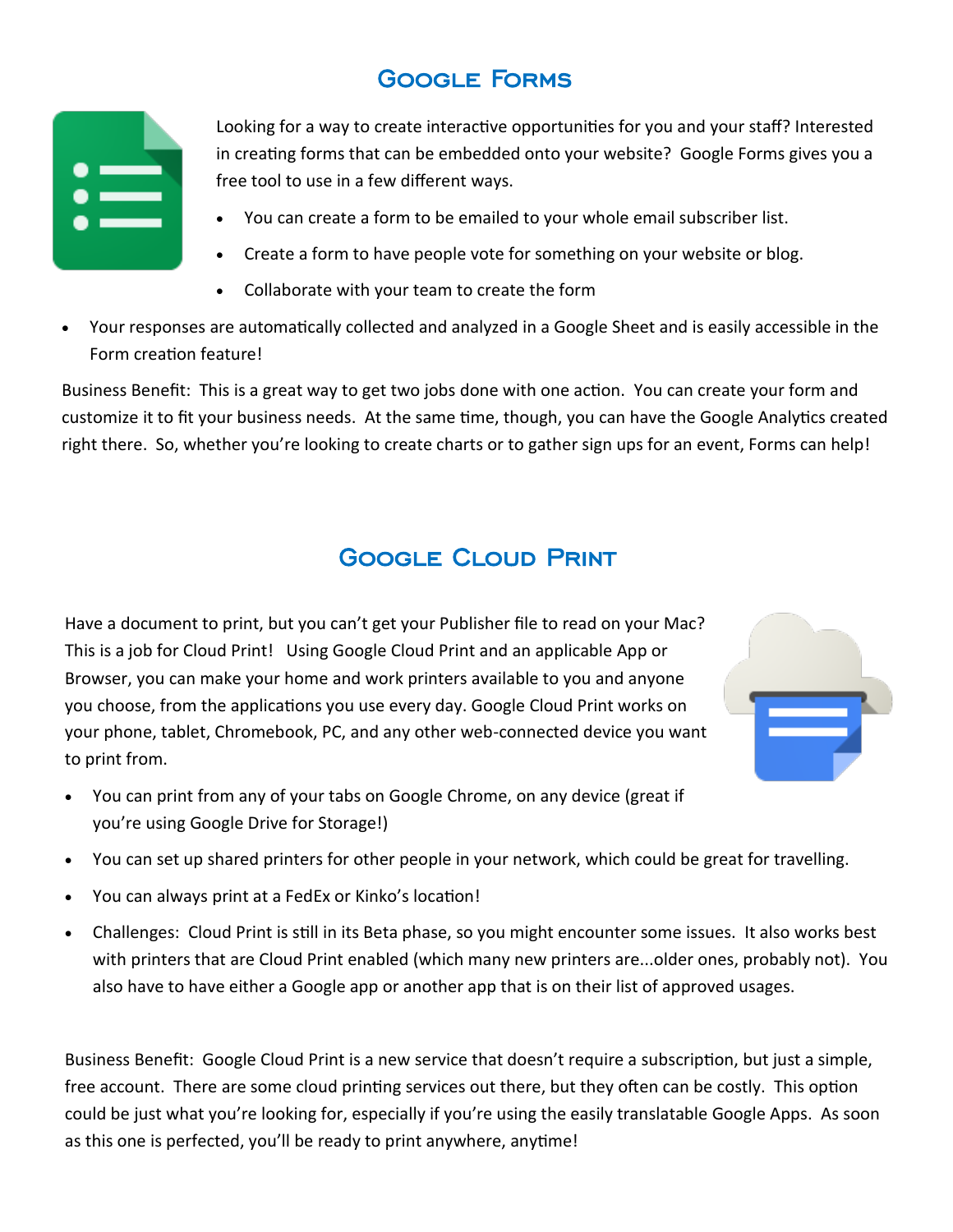## Google Forms

Looking for a way to create interactive opportunities for you and your staff? Interested in creating forms that can be embedded onto your website? Google Forms gives you a free tool to use in a few different ways.

- You can create a form to be emailed to your whole email subscriber list.
- Create a form to have people vote for something on your website or blog.
- Collaborate with your team to create the form
- Your responses are automatically collected and analyzed in a Google Sheet and is easily accessible in the Form creation feature!

Business Benefit: This is a great way to get two jobs done with one action. You can create your form and customize it to fit your business needs. At the same time, though, you can have the Google Analytics created right there. So, whether you're looking to create charts or to gather sign ups for an event, Forms can help!

## Google Cloud Print

Have a document to print, but you can't get your Publisher file to read on your Mac? This is a job for Cloud Print! Using Google Cloud Print and an applicable App or Browser, you can make your home and work printers available to you and anyone you choose, from the applications you use every day. Google Cloud Print works on your phone, tablet, Chromebook, PC, and any other web-connected device you want to print from.

- You can print from any of your tabs on Google Chrome, on any device (great if you're using Google Drive for Storage!)
- You can set up shared printers for other people in your network, which could be great for travelling.
- You can always print at a FedEx or Kinko's location!
- Challenges: Cloud Print is still in its Beta phase, so you might encounter some issues. It also works best with printers that are Cloud Print enabled (which many new printers are...older ones, probably not). You also have to have either a Google app or another app that is on their list of approved usages.

Business Benefit: Google Cloud Print is a new service that doesn't require a subscription, but just a simple, free account. There are some cloud printing services out there, but they often can be costly. This option could be just what you're looking for, especially if you're using the easily translatable Google Apps. As soon as this one is perfected, you'll be ready to print anywhere, anytime!